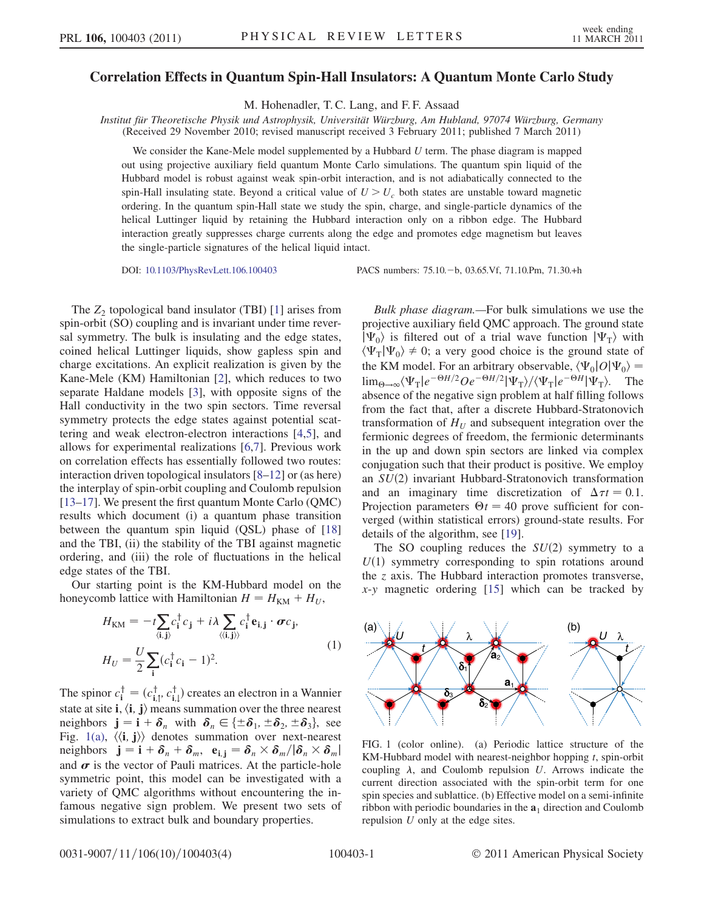# Correlation Effects in Quantum Spin-Hall Insulators: A Quantum Monte Carlo Study

M. Hohenadler, T. C. Lang, and F. F. Assaad

*Institut für Theoretische Physik und Astrophysik, Universität Würzburg, Am Hubland, 97074 Würzburg, Germany*
(Received 29 November 2010; revised manuscript received 3 February 2011; published 7 March 2011)

We consider the Kane-Mele model supplemented by a Hubbard $U$ term. The phase diagram is mapped out using projective auxiliary field quantum Monte Carlo simulations. The quantum spin liquid of the Hubbard model is robust against weak spin-orbit interaction, and is not adiabatically connected to the spin-Hall insulating state. Beyond a critical value of $U > U_c$ both states are unstable toward magnetic ordering. In the quantum spin-Hall state we study the spin, charge, and single-particle dynamics of the helical Luttinger liquid by retaining the Hubbard interaction only on a ribbon edge. The Hubbard interaction greatly suppresses charge currents along the edge and promotes edge magnetism but leaves the single-particle signatures of the helical liquid intact.

DOI: 10.1103/PhysRevLett.106.100403 PACS numbers: 75.10.−b, 03.65.Vf, 71.10.Pm, 71.30.+h

The $Z_2$ topological band insulator (TBI) [1] arises from spin-orbit (SO) coupling and is invariant under time reversal symmetry. The bulk is insulating and the edge states, coined helical Luttinger liquids, show gapless spin and charge excitations. An explicit realization is given by the Kane-Mele (KM) Hamiltonian [2], which reduces to two separate Haldane models [3], with opposite signs of the Hall conductivity in the two spin sectors. Time reversal symmetry protects the edge states against potential scattering and weak electron-electron interactions [4,5], and allows for experimental realizations [6,7]. Previous work on correlation effects has essentially followed two routes: interaction driven topological insulators [8–12] or (as here) the interplay of spin-orbit coupling and Coulomb repulsion [13–17]. We present the first quantum Monte Carlo (QMC) results which document (i) a quantum phase transition between the quantum spin liquid (QSL) phase of [18] and the TBI, (ii) the stability of the TBI against magnetic ordering, and (iii) the role of fluctuations in the helical edge states of the TBI.

Our starting point is the KM-Hubbard model on the honeycomb lattice with Hamiltonian $H = H_{\mathrm{KM}} + H_U$,

$$
\begin{aligned}
H_{\mathrm{KM}} &= -t\sum_{\langle \mathbf{i},\mathbf{j}\rangle} c^\dagger_{\mathbf{i}} c_{\mathbf{j}} + i\lambda \sum_{\langle\langle \mathbf{i},\mathbf{j}\rangle\rangle} c^\dagger_{\mathbf{i}} \mathbf{e}_{\mathbf{i},\mathbf{j}} \cdot \boldsymbol{\sigma} c_{\mathbf{j}}, \\
H_U &= \frac{U}{2}\sum_{\mathbf{i}} (c^\dagger_{\mathbf{i}} c_{\mathbf{i}} - 1)^2.
\end{aligned} \tag{1}
$$

The spinor $c^\dagger_{\mathbf{i}} = (c^\dagger_{\mathbf{i},\uparrow}, c^\dagger_{\mathbf{i},\downarrow})$ creates an electron in a Wannier state at site $\mathbf{i}$, $\langle \mathbf{i}, \mathbf{j}\rangle$ means summation over the three nearest neighbors $\mathbf{j} = \mathbf{i} + \boldsymbol{\delta}_n$ with $\boldsymbol{\delta}_n \in \{\pm\boldsymbol{\delta}_1, \pm\boldsymbol{\delta}_2, \pm\boldsymbol{\delta}_3\}$, see Fig. 1(a), $\langle\langle \mathbf{i}, \mathbf{j}\rangle\rangle$ denotes summation over next-nearest neighbors $\mathbf{j} = \mathbf{i} + \boldsymbol{\delta}_n + \boldsymbol{\delta}_m$, $\mathbf{e}_{\mathbf{i},\mathbf{j}} = \boldsymbol{\delta}_n \times \boldsymbol{\delta}_m / |\boldsymbol{\delta}_n \times \boldsymbol{\delta}_m|$ and $\boldsymbol{\sigma}$ is the vector of Pauli matrices. At the particle-hole symmetric point, this model can be investigated with a variety of QMC algorithms without encountering the infamous negative sign problem. We present two sets of simulations to extract bulk and boundary properties.

*Bulk phase diagram.*—For bulk simulations we use the projective auxiliary field QMC approach. The ground state $|\Psi_0\rangle$ is filtered out of a trial wave function $|\Psi_T\rangle$ with $\langle\Psi_T|\Psi_0\rangle \neq 0$; a very good choice is the ground state of the KM model. For an arbitrary observable, $\langle\Psi_0|O|\Psi_0\rangle = \lim_{\Theta\to\infty} \langle\Psi_T|e^{-\Theta H/2} O e^{-\Theta H/2}|\Psi_T\rangle / \langle\Psi_T|e^{-\Theta H}|\Psi_T\rangle$. The absence of the negative sign problem at half filling follows from the fact that, after a discrete Hubbard-Stratonovich transformation of $H_U$ and subsequent integration over the fermionic degrees of freedom, the fermionic determinants in the up and down spin sectors are linked via complex conjugation such that their product is positive. We employ an $SU(2)$ invariant Hubbard-Stratonovich transformation and an imaginary time discretization of $\Delta\tau t = 0.1$. Projection parameters $\Theta t = 40$ prove sufficient for converged (within statistical errors) ground-state results. For details of the algorithm, see [19].

The SO coupling reduces the $SU(2)$ symmetry to a $U(1)$ symmetry corresponding to spin rotations around the $z$ axis. The Hubbard interaction promotes transverse, $x$-$y$ magnetic ordering [15] which can be tracked by

FIG. 1 (color online). (a) Periodic lattice structure of the KM-Hubbard model with nearest-neighbor hopping $t$, spin-orbit coupling $\lambda$, and Coulomb repulsion $U$. Arrows indicate the current direction associated with the spin-orbit term for one spin species and sublattice. (b) Effective model on a semi-infinite ribbon with periodic boundaries in the $\mathbf{a}_1$ direction and Coulomb repulsion $U$ only at the edge sites.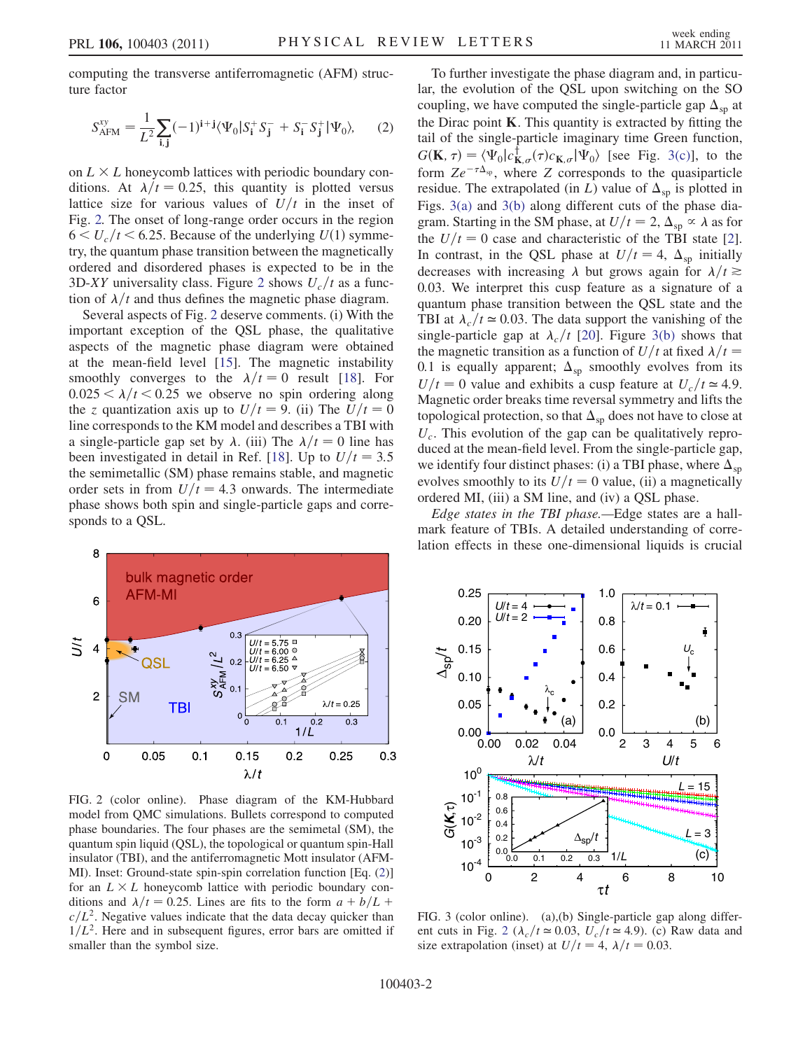computing the transverse antiferromagnetic (AFM) structure factor

$$S^{xy}_{\mathrm{AFM}} = \frac{1}{L^2}\sum_{\mathbf{i},\mathbf{j}}(-1)^{\mathbf{i}+\mathbf{j}}\langle\Psi_0|S^+_{\mathbf{i}}S^-_{\mathbf{j}} + S^-_{\mathbf{i}}S^+_{\mathbf{j}}|\Psi_0\rangle, \quad (2)$$

on $L \times L$ honeycomb lattices with periodic boundary conditions. At $\lambda/t = 0.25$, this quantity is plotted versus lattice size for various values of $U/t$ in the inset of Fig. 2. The onset of long-range order occurs in the region $6 < U_c/t < 6.25$. Because of the underlying $U(1)$ symmetry, the quantum phase transition between the magnetically ordered and disordered phases is expected to be in the 3D-$XY$ universality class. Figure 2 shows $U_c/t$ as a function of $\lambda/t$ and thus defines the magnetic phase diagram.

Several aspects of Fig. 2 deserve comments. (i) With the important exception of the QSL phase, the qualitative aspects of the magnetic phase diagram were obtained at the mean-field level [15]. The magnetic instability smoothly converges to the $\lambda/t = 0$ result [18]. For $0.025 < \lambda/t < 0.25$ we observe no spin ordering along the $z$ quantization axis up to $U/t = 9$. (ii) The $U/t = 0$ line corresponds to the KM model and describes a TBI with a single-particle gap set by $\lambda$. (iii) The $\lambda/t = 0$ line has been investigated in detail in Ref. [18]. Up to $U/t = 3.5$ the semimetallic (SM) phase remains stable, and magnetic order sets in from $U/t = 4.3$ onwards. The intermediate phase shows both spin and single-particle gaps and corresponds to a QSL.

FIG. 2 (color online). Phase diagram of the KM-Hubbard model from QMC simulations. Bullets correspond to computed phase boundaries. The four phases are the semimetal (SM), the quantum spin liquid (QSL), the topological or quantum spin-Hall insulator (TBI), and the antiferromagnetic Mott insulator (AFM-MI). Inset: Ground-state spin-spin correlation function [Eq. (2)] for an $L \times L$ honeycomb lattice with periodic boundary conditions and $\lambda/t = 0.25$. Lines are fits to the form $a + b/L + c/L^2$. Negative values indicate that the data decay quicker than $1/L^2$. Here and in subsequent figures, error bars are omitted if smaller than the symbol size.

To further investigate the phase diagram and, in particular, the evolution of the QSL upon switching on the SO coupling, we have computed the single-particle gap $\Delta_{\mathrm{sp}}$ at the Dirac point $\mathbf{K}$. This quantity is extracted by fitting the tail of the single-particle imaginary time Green function, $G(\mathbf{K}, \tau) = \langle\Psi_0|c^\dagger_{\mathbf{K},\sigma}(\tau)c_{\mathbf{K},\sigma}|\Psi_0\rangle$ [see Fig. 3(c)], to the form $Ze^{-\tau\Delta_{\mathrm{sp}}}$, where $Z$ corresponds to the quasiparticle residue. The extrapolated (in $L$) value of $\Delta_{\mathrm{sp}}$ is plotted in Figs. 3(a) and 3(b) along different cuts of the phase diagram. Starting in the SM phase, at $U/t = 2$, $\Delta_{\mathrm{sp}} \propto \lambda$ as for the $U/t = 0$ case and characteristic of the TBI state [2]. In contrast, in the QSL phase at $U/t = 4$, $\Delta_{\mathrm{sp}}$ initially decreases with increasing $\lambda$ but grows again for $\lambda/t \gtrsim 0.03$. We interpret this cusp feature as a signature of a quantum phase transition between the QSL state and the TBI at $\lambda_c/t \simeq 0.03$. The data support the vanishing of the single-particle gap at $\lambda_c/t$ [20]. Figure 3(b) shows that the magnetic transition as a function of $U/t$ at fixed $\lambda/t = 0.1$ is equally apparent; $\Delta_{\mathrm{sp}}$ smoothly evolves from its $U/t = 0$ value and exhibits a cusp feature at $U_c/t \simeq 4.9$. Magnetic order breaks time reversal symmetry and lifts the topological protection, so that $\Delta_{\mathrm{sp}}$ does not have to close at $U_c$. This evolution of the gap can be qualitatively reproduced at the mean-field level. From the single-particle gap, we identify four distinct phases: (i) a TBI phase, where $\Delta_{\mathrm{sp}}$ evolves smoothly to its $U/t = 0$ value, (ii) a magnetically ordered MI, (iii) a SM line, and (iv) a QSL phase.

*Edge states in the TBI phase.*—Edge states are a hallmark feature of TBIs. A detailed understanding of correlation effects in these one-dimensional liquids is crucial

FIG. 3 (color online). (a),(b) Single-particle gap along different cuts in Fig. 2 ($\lambda_c/t \simeq 0.03$, $U_c/t \simeq 4.9$). (c) Raw data and size extrapolation (inset) at $U/t = 4$, $\lambda/t = 0.03$.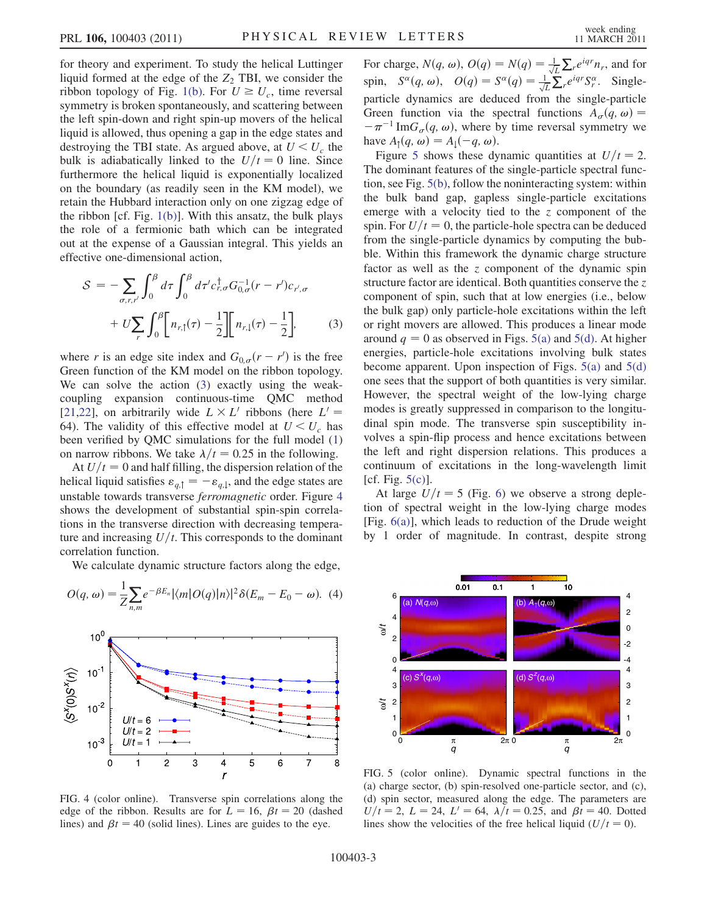for theory and experiment. To study the helical Luttinger liquid formed at the edge of the $Z_2$ TBI, we consider the ribbon topology of Fig. 1(b). For $U \geq U_c$, time reversal symmetry is broken spontaneously, and scattering between the left spin-down and right spin-up movers of the helical liquid is allowed, thus opening a gap in the edge states and destroying the TBI state. As argued above, at $U < U_c$ the bulk is adiabatically linked to the $U/t = 0$ line. Since furthermore the helical liquid is exponentially localized on the boundary (as readily seen in the KM model), we retain the Hubbard interaction only on one zigzag edge of the ribbon [cf. Fig. 1(b)]. With this ansatz, the bulk plays the role of a fermionic bath which can be integrated out at the expense of a Gaussian integral. This yields an effective one-dimensional action,

$$\mathcal{S} = -\sum_{\sigma,r,r'} \int_0^\beta d\tau \int_0^\beta d\tau' c^\dagger_{r,\sigma} G^{-1}_{0,\sigma}(r - r') c_{r',\sigma} + U \sum_r \int_0^\beta \left[ n_{r,\uparrow}(\tau) - \frac{1}{2} \right] \left[ n_{r,\downarrow}(\tau) - \frac{1}{2} \right], \quad (3)$$

where $r$ is an edge site index and $G_{0,\sigma}(r - r')$ is the free Green function of the KM model on the ribbon topology. We can solve the action (3) exactly using the weak-coupling expansion continuous-time QMC method [21,22], on arbitrarily wide $L \times L'$ ribbons (here $L' = 64$). The validity of this effective model at $U < U_c$ has been verified by QMC simulations for the full model (1) on narrow ribbons. We take $\lambda/t = 0.25$ in the following.

At $U/t = 0$ and half filling, the dispersion relation of the helical liquid satisfies $\varepsilon_{q,\uparrow} = -\varepsilon_{q,\downarrow}$, and the edge states are unstable towards transverse *ferromagnetic* order. Figure 4 shows the development of substantial spin-spin correlations in the transverse direction with decreasing temperature and increasing $U/t$. This corresponds to the dominant correlation function.

We calculate dynamic structure factors along the edge,

$$O(q, \omega) = \frac{1}{Z} \sum_{n,m} e^{-\beta E_n} |\langle m| O(q) |n\rangle|^2 \delta(E_m - E_0 - \omega). \quad (4)$$

FIG. 4 (color online). Transverse spin correlations along the edge of the ribbon. Results are for $L = 16$, $\beta t = 20$ (dashed lines) and $\beta t = 40$ (solid lines). Lines are guides to the eye.

For charge, $N(q, \omega)$, $O(q) = N(q) = \frac{1}{\sqrt{L}} \sum_r e^{iqr} n_r$, and for spin, $S^\alpha(q, \omega)$, $O(q) = S^\alpha(q) = \frac{1}{\sqrt{L}} \sum_r e^{iqr} S^\alpha_r$. Single-particle dynamics are deduced from the single-particle Green function via the spectral functions $A_\sigma(q, \omega) = -\pi^{-1} \mathrm{Im} G_\sigma(q, \omega)$, where by time reversal symmetry we have $A_\uparrow(q, \omega) = A_\downarrow(-q, \omega)$.

Figure 5 shows these dynamic quantities at $U/t = 2$. The dominant features of the single-particle spectral function, see Fig. 5(b), follow the noninteracting system: within the bulk band gap, gapless single-particle excitations emerge with a velocity tied to the $z$ component of the spin. For $U/t = 0$, the particle-hole spectra can be deduced from the single-particle dynamics by computing the bubble. Within this framework the dynamic charge structure factor as well as the $z$ component of the dynamic spin structure factor are identical. Both quantities conserve the $z$ component of spin, such that at low energies (i.e., below the bulk gap) only particle-hole excitations within the left or right movers are allowed. This produces a linear mode around $q = 0$ as observed in Figs. 5(a) and 5(d). At higher energies, particle-hole excitations involving bulk states become apparent. Upon inspection of Figs. 5(a) and 5(d) one sees that the support of both quantities is very similar. However, the spectral weight of the low-lying charge modes is greatly suppressed in comparison to the longitudinal spin mode. The transverse spin susceptibility involves a spin-flip process and hence excitations between the left and right dispersion relations. This produces a continuum of excitations in the long-wavelength limit [cf. Fig. 5(c)].

At large $U/t = 5$ (Fig. 6) we observe a strong depletion of spectral weight in the low-lying charge modes [Fig. 6(a)], which leads to reduction of the Drude weight by 1 order of magnitude. In contrast, despite strong

FIG. 5 (color online). Dynamic spectral functions in the (a) charge sector, (b) spin-resolved one-particle sector, and (c), (d) spin sector, measured along the edge. The parameters are $U/t = 2$, $L = 24$, $L' = 64$, $\lambda/t = 0.25$, and $\beta t = 40$. Dotted lines show the velocities of the free helical liquid ($U/t = 0$).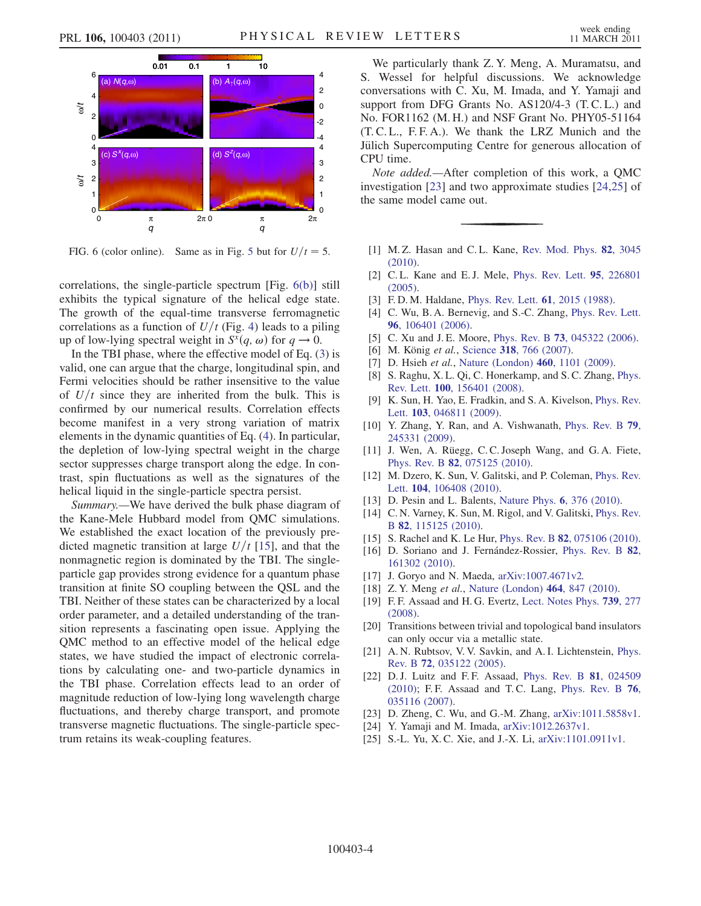0.01 0.1 1 10

(a) $N(q,\omega)$

(b) $A_\uparrow(q,\omega)$

(c) $S^x(q,\omega)$

(d) $S^z(q,\omega)$

$\omega/t$

$q$

0 π 2π 0 π 2π

FIG. 6 (color online). Same as in Fig. 5 but for $U/t = 5$.

correlations, the single-particle spectrum [Fig. 6(b)] still exhibits the typical signature of the helical edge state. The growth of the equal-time transverse ferromagnetic correlations as a function of $U/t$ (Fig. 4) leads to a piling up of low-lying spectral weight in $S^x(q, \omega)$ for $q \to 0$.

In the TBI phase, where the effective model of Eq. (3) is valid, one can argue that the charge, longitudinal spin, and Fermi velocities should be rather insensitive to the value of $U/t$ since they are inherited from the bulk. This is confirmed by our numerical results. Correlation effects become manifest in a very strong variation of matrix elements in the dynamic quantities of Eq. (4). In particular, the depletion of low-lying spectral weight in the charge sector suppresses charge transport along the edge. In contrast, spin fluctuations as well as the signatures of the helical liquid in the single-particle spectra persist.

*Summary.*—We have derived the bulk phase diagram of the Kane-Mele Hubbard model from QMC simulations. We established the exact location of the previously predicted magnetic transition at large $U/t$ [15], and that the nonmagnetic region is dominated by the TBI. The single-particle gap provides strong evidence for a quantum phase transition at finite SO coupling between the QSL and the TBI. Neither of these states can be characterized by a local order parameter, and a detailed understanding of the transition represents a fascinating open issue. Applying the QMC method to an effective model of the helical edge states, we have studied the impact of electronic correlations by calculating one- and two-particle dynamics in the TBI phase. Correlation effects lead to an order of magnitude reduction of low-lying long wavelength charge fluctuations, and thereby charge transport, and promote transverse magnetic fluctuations. The single-particle spectrum retains its weak-coupling features.

We particularly thank Z. Y. Meng, A. Muramatsu, and S. Wessel for helpful discussions. We acknowledge conversations with C. Xu, M. Imada, and Y. Yamaji and support from DFG Grants No. AS120/4-3 (T. C. L.) and No. FOR1162 (M. H.) and NSF Grant No. PHY05-51164 (T. C. L., F. F. A.). We thank the LRZ Munich and the Jülich Supercomputing Centre for generous allocation of CPU time.

*Note added.*—After completion of this work, a QMC investigation [23] and two approximate studies [24,25] of the same model came out.

[1] M. Z. Hasan and C. L. Kane, Rev. Mod. Phys. **82**, 3045 (2010).
[2] C. L. Kane and E. J. Mele, Phys. Rev. Lett. **95**, 226801 (2005).
[3] F. D. M. Haldane, Phys. Rev. Lett. **61**, 2015 (1988).
[4] C. Wu, B. A. Bernevig, and S.-C. Zhang, Phys. Rev. Lett. **96**, 106401 (2006).
[5] C. Xu and J. E. Moore, Phys. Rev. B **73**, 045322 (2006).
[6] M. König *et al.*, Science **318**, 766 (2007).
[7] D. Hsieh *et al.*, Nature (London) **460**, 1101 (2009).
[8] S. Raghu, X. L. Qi, C. Honerkamp, and S. C. Zhang, Phys. Rev. Lett. **100**, 156401 (2008).
[9] K. Sun, H. Yao, E. Fradkin, and S. A. Kivelson, Phys. Rev. Lett. **103**, 046811 (2009).
[10] Y. Zhang, Y. Ran, and A. Vishwanath, Phys. Rev. B **79**, 245331 (2009).
[11] J. Wen, A. Rüegg, C. C. Joseph Wang, and G. A. Fiete, Phys. Rev. B **82**, 075125 (2010).
[12] M. Dzero, K. Sun, V. Galitski, and P. Coleman, Phys. Rev. Lett. **104**, 106408 (2010).
[13] D. Pesin and L. Balents, Nature Phys. **6**, 376 (2010).
[14] C. N. Varney, K. Sun, M. Rigol, and V. Galitski, Phys. Rev. B **82**, 115125 (2010).
[15] S. Rachel and K. Le Hur, Phys. Rev. B **82**, 075106 (2010).
[16] D. Soriano and J. Fernández-Rossier, Phys. Rev. B **82**, 161302 (2010).
[17] J. Goryo and N. Maeda, arXiv:1007.4671v2.
[18] Z. Y. Meng *et al.*, Nature (London) **464**, 847 (2010).
[19] F. F. Assaad and H. G. Evertz, Lect. Notes Phys. **739**, 277 (2008).
[20] Transitions between trivial and topological band insulators can only occur via a metallic state.
[21] A. N. Rubtsov, V. V. Savkin, and A. I. Lichtenstein, Phys. Rev. B **72**, 035122 (2005).
[22] D. J. Luitz and F. F. Assaad, Phys. Rev. B **81**, 024509 (2010); F. F. Assaad and T. C. Lang, Phys. Rev. B **76**, 035116 (2007).
[23] D. Zheng, C. Wu, and G.-M. Zhang, arXiv:1011.5858v1.
[24] Y. Yamaji and M. Imada, arXiv:1012.2637v1.
[25] S.-L. Yu, X. C. Xie, and J.-X. Li, arXiv:1101.0911v1.